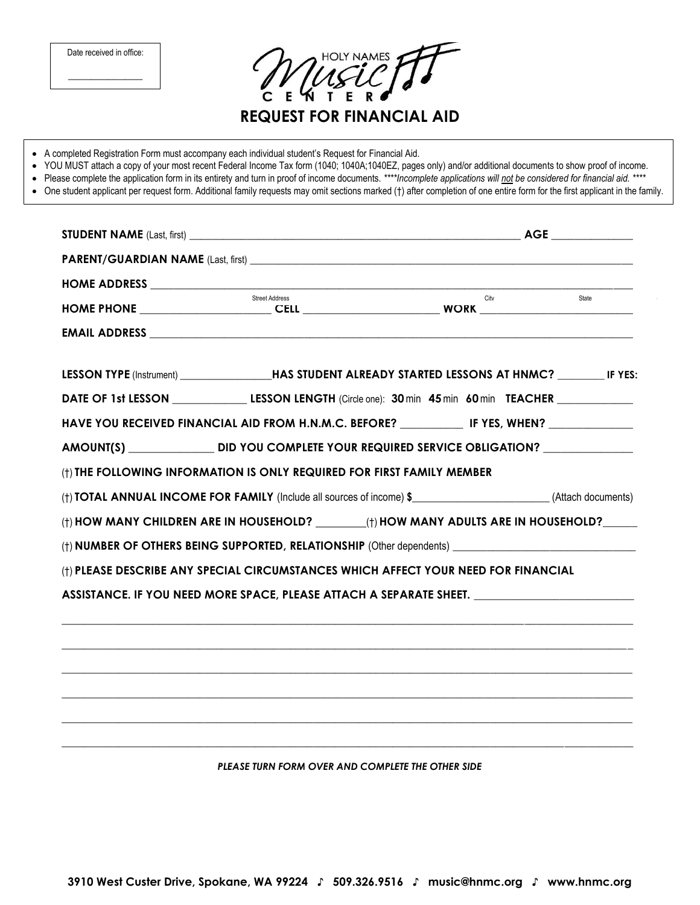Date received in office:

_______________

HOLY NAMES Music CENTER

# REQUEST FOR FINANCIAL AID

- A completed Registration Form must accompany each individual student's Request for Financial Aid.
- YOU MUST attach a copy of your most recent Federal Income Tax form (1040; 1040A;1040EZ, pages only) and/or additional documents to show proof of income.
- Please complete the application form in its entirety and turn in proof of income documents. ***\*Incomplete applications will not be considered for financial aid. \*\*\*\****
- One student applicant per request form. Additional family requests may omit sections marked (†) after completion of one entire form for the first applicant in the family.

**STUDENT NAME** (Last, first) ______________________________________________ **AGE** ____________

**PARENT/GUARDIAN NAME** (Last, first) ______________________________________________

**HOME ADDRESS** ______________________________________________
Street Address City State

**HOME PHONE** ____________________ **CELL** ____________________ **WORK** ____________________

**EMAIL ADDRESS** ______________________________________________

**LESSON TYPE** (Instrument) ______________ **HAS STUDENT ALREADY STARTED LESSONS AT HNMC?** ________ **IF YES:**

**DATE OF 1st LESSON** ____________ **LESSON LENGTH** (Circle one): **30** min **45** min **60** min **TEACHER** ____________

**HAVE YOU RECEIVED FINANCIAL AID FROM H.N.M.C. BEFORE?** __________ **IF YES, WHEN?** ____________

**AMOUNT(S)** ______________ **DID YOU COMPLETE YOUR REQUIRED SERVICE OBLIGATION?** ______________

(†) **THE FOLLOWING INFORMATION IS ONLY REQUIRED FOR FIRST FAMILY MEMBER**

(†) **TOTAL ANNUAL INCOME FOR FAMILY** (Include all sources of income) **$**______________________ (Attach documents)

(†) **HOW MANY CHILDREN ARE IN HOUSEHOLD?** ________ (†) **HOW MANY ADULTS ARE IN HOUSEHOLD?** ______

(†) **NUMBER OF OTHERS BEING SUPPORTED, RELATIONSHIP** (Other dependents) ______________________________

(†) **PLEASE DESCRIBE ANY SPECIAL CIRCUMSTANCES WHICH AFFECT YOUR NEED FOR FINANCIAL ASSISTANCE. IF YOU NEED MORE SPACE, PLEASE ATTACH A SEPARATE SHEET.** ______________________________

______________________________________________________________________________

______________________________________________________________________________

______________________________________________________________________________

______________________________________________________________________________

______________________________________________________________________________

______________________________________________________________________________

***PLEASE TURN FORM OVER AND COMPLETE THE OTHER SIDE***

**3910 West Custer Drive, Spokane, WA 99224 ♪ 509.326.9516 ♪ music@hnmc.org ♪ www.hnmc.org**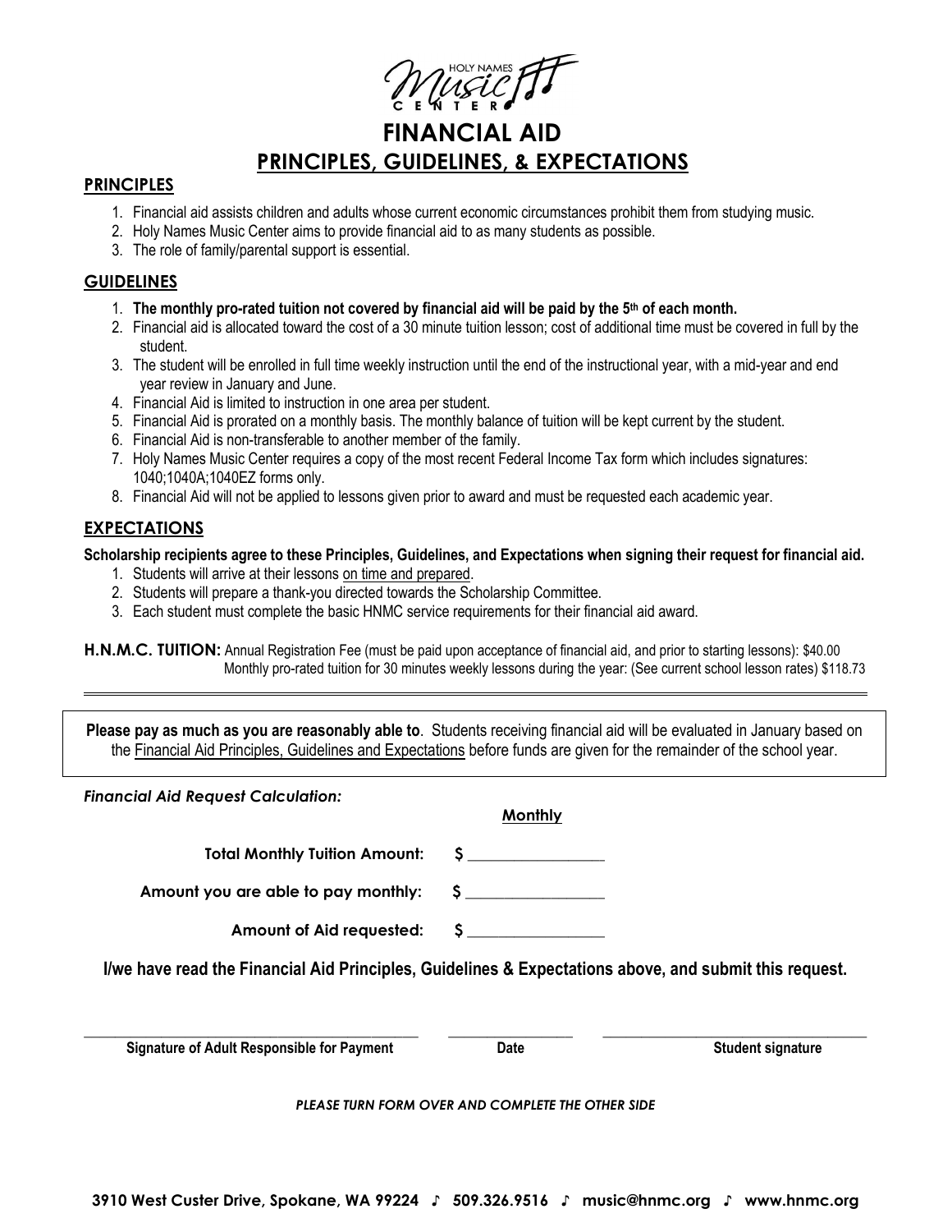HOLY NAMES Music CENTER

# FINANCIAL AID

## PRINCIPLES, GUIDELINES, & EXPECTATIONS

### PRINCIPLES

1. Financial aid assists children and adults whose current economic circumstances prohibit them from studying music.
2. Holy Names Music Center aims to provide financial aid to as many students as possible.
3. The role of family/parental support is essential.

### GUIDELINES

1. **The monthly pro-rated tuition not covered by financial aid will be paid by the 5th of each month.**
2. Financial aid is allocated toward the cost of a 30 minute tuition lesson; cost of additional time must be covered in full by the student.
3. The student will be enrolled in full time weekly instruction until the end of the instructional year, with a mid-year and end year review in January and June.
4. Financial Aid is limited to instruction in one area per student.
5. Financial Aid is prorated on a monthly basis. The monthly balance of tuition will be kept current by the student.
6. Financial Aid is non-transferable to another member of the family.
7. Holy Names Music Center requires a copy of the most recent Federal Income Tax form which includes signatures: 1040;1040A;1040EZ forms only.
8. Financial Aid will not be applied to lessons given prior to award and must be requested each academic year.

### EXPECTATIONS

**Scholarship recipients agree to these Principles, Guidelines, and Expectations when signing their request for financial aid.**

1. Students will arrive at their lessons on time and prepared.
2. Students will prepare a thank-you directed towards the Scholarship Committee.
3. Each student must complete the basic HNMC service requirements for their financial aid award.

**H.N.M.C. TUITION:** Annual Registration Fee (must be paid upon acceptance of financial aid, and prior to starting lessons): $40.00
Monthly pro-rated tuition for 30 minutes weekly lessons during the year: (See current school lesson rates) $118.73

---

**Please pay as much as you are reasonably able to**. Students receiving financial aid will be evaluated in January based on the Financial Aid Principles, Guidelines and Expectations before funds are given for the remainder of the school year.

***Financial Aid Request Calculation:***

| | **Monthly** |
|---|---|
| **Total Monthly Tuition Amount:** | $ ________________ |
| **Amount you are able to pay monthly:** | $ ________________ |
| **Amount of Aid requested:** | $ ________________ |

**I/we have read the Financial Aid Principles, Guidelines & Expectations above, and submit this request.**

_________________________________________ ________________ ________________________________

**Signature of Adult Responsible for Payment** **Date** **Student signature**

***PLEASE TURN FORM OVER AND COMPLETE THE OTHER SIDE***

**3910 West Custer Drive, Spokane, WA 99224 ♪ 509.326.9516 ♪ music@hnmc.org ♪ www.hnmc.org**